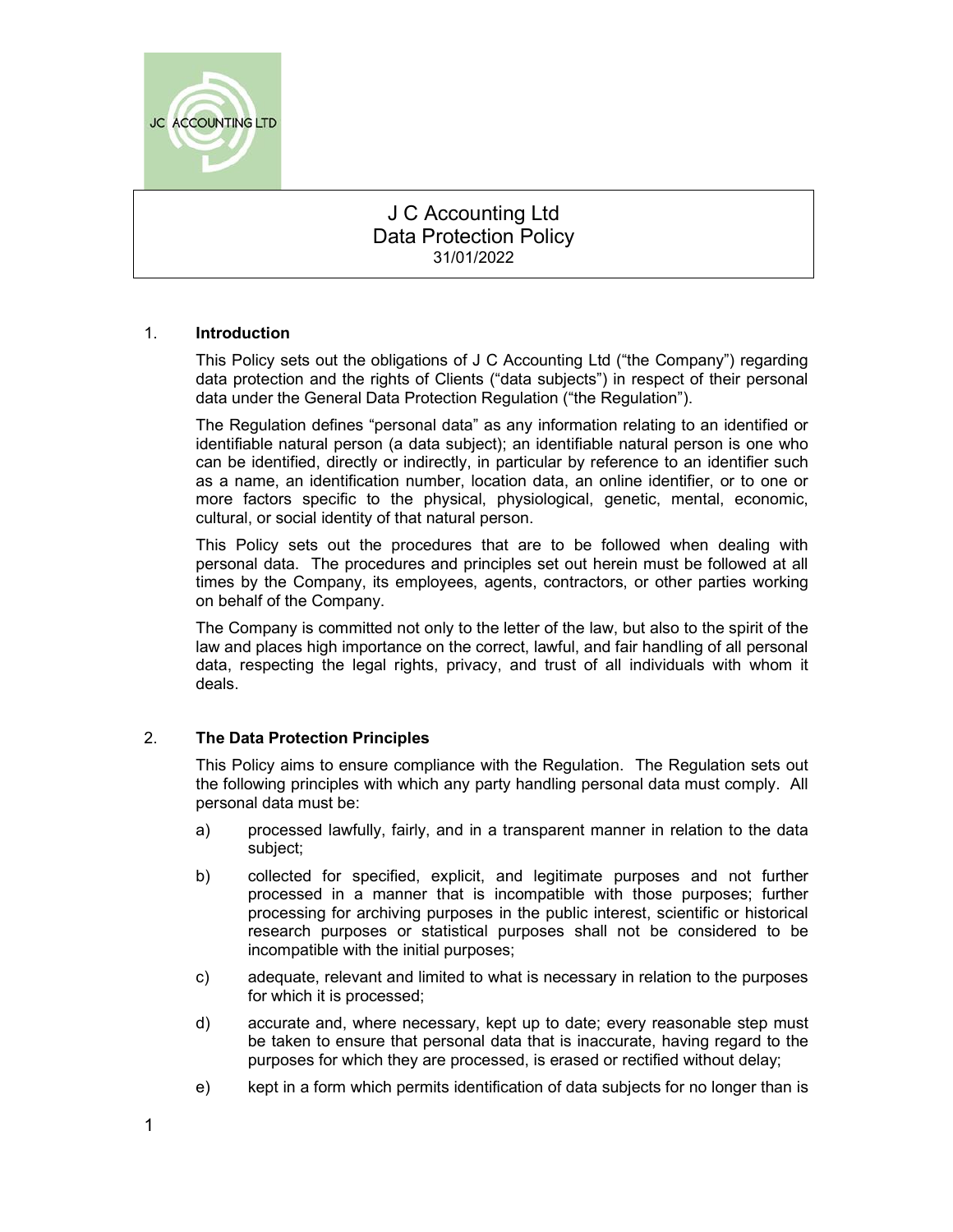# J C Accounting Ltd
# Data Protection Policy
31/01/2022

## 1. Introduction

This Policy sets out the obligations of J C Accounting Ltd ("the Company") regarding data protection and the rights of Clients ("data subjects") in respect of their personal data under the General Data Protection Regulation ("the Regulation").

The Regulation defines "personal data" as any information relating to an identified or identifiable natural person (a data subject); an identifiable natural person is one who can be identified, directly or indirectly, in particular by reference to an identifier such as a name, an identification number, location data, an online identifier, or to one or more factors specific to the physical, physiological, genetic, mental, economic, cultural, or social identity of that natural person.

This Policy sets out the procedures that are to be followed when dealing with personal data. The procedures and principles set out herein must be followed at all times by the Company, its employees, agents, contractors, or other parties working on behalf of the Company.

The Company is committed not only to the letter of the law, but also to the spirit of the law and places high importance on the correct, lawful, and fair handling of all personal data, respecting the legal rights, privacy, and trust of all individuals with whom it deals.

## 2. The Data Protection Principles

This Policy aims to ensure compliance with the Regulation. The Regulation sets out the following principles with which any party handling personal data must comply. All personal data must be:

a) processed lawfully, fairly, and in a transparent manner in relation to the data subject;

b) collected for specified, explicit, and legitimate purposes and not further processed in a manner that is incompatible with those purposes; further processing for archiving purposes in the public interest, scientific or historical research purposes or statistical purposes shall not be considered to be incompatible with the initial purposes;

c) adequate, relevant and limited to what is necessary in relation to the purposes for which it is processed;

d) accurate and, where necessary, kept up to date; every reasonable step must be taken to ensure that personal data that is inaccurate, having regard to the purposes for which they are processed, is erased or rectified without delay;

e) kept in a form which permits identification of data subjects for no longer than is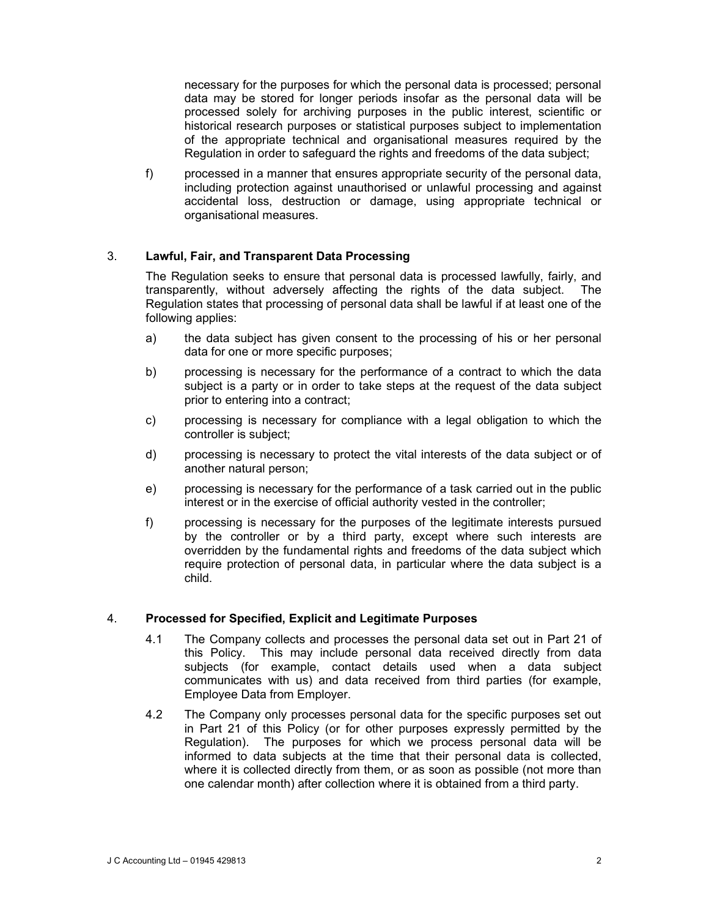necessary for the purposes for which the personal data is processed; personal data may be stored for longer periods insofar as the personal data will be processed solely for archiving purposes in the public interest, scientific or historical research purposes or statistical purposes subject to implementation of the appropriate technical and organisational measures required by the Regulation in order to safeguard the rights and freedoms of the data subject;

f) processed in a manner that ensures appropriate security of the personal data, including protection against unauthorised or unlawful processing and against accidental loss, destruction or damage, using appropriate technical or organisational measures.

## 3. Lawful, Fair, and Transparent Data Processing

The Regulation seeks to ensure that personal data is processed lawfully, fairly, and transparently, without adversely affecting the rights of the data subject. The Regulation states that processing of personal data shall be lawful if at least one of the following applies:

a) the data subject has given consent to the processing of his or her personal data for one or more specific purposes;

b) processing is necessary for the performance of a contract to which the data subject is a party or in order to take steps at the request of the data subject prior to entering into a contract;

c) processing is necessary for compliance with a legal obligation to which the controller is subject;

d) processing is necessary to protect the vital interests of the data subject or of another natural person;

e) processing is necessary for the performance of a task carried out in the public interest or in the exercise of official authority vested in the controller;

f) processing is necessary for the purposes of the legitimate interests pursued by the controller or by a third party, except where such interests are overridden by the fundamental rights and freedoms of the data subject which require protection of personal data, in particular where the data subject is a child.

## 4. Processed for Specified, Explicit and Legitimate Purposes

4.1 The Company collects and processes the personal data set out in Part 21 of this Policy. This may include personal data received directly from data subjects (for example, contact details used when a data subject communicates with us) and data received from third parties (for example, Employee Data from Employer.

4.2 The Company only processes personal data for the specific purposes set out in Part 21 of this Policy (or for other purposes expressly permitted by the Regulation). The purposes for which we process personal data will be informed to data subjects at the time that their personal data is collected, where it is collected directly from them, or as soon as possible (not more than one calendar month) after collection where it is obtained from a third party.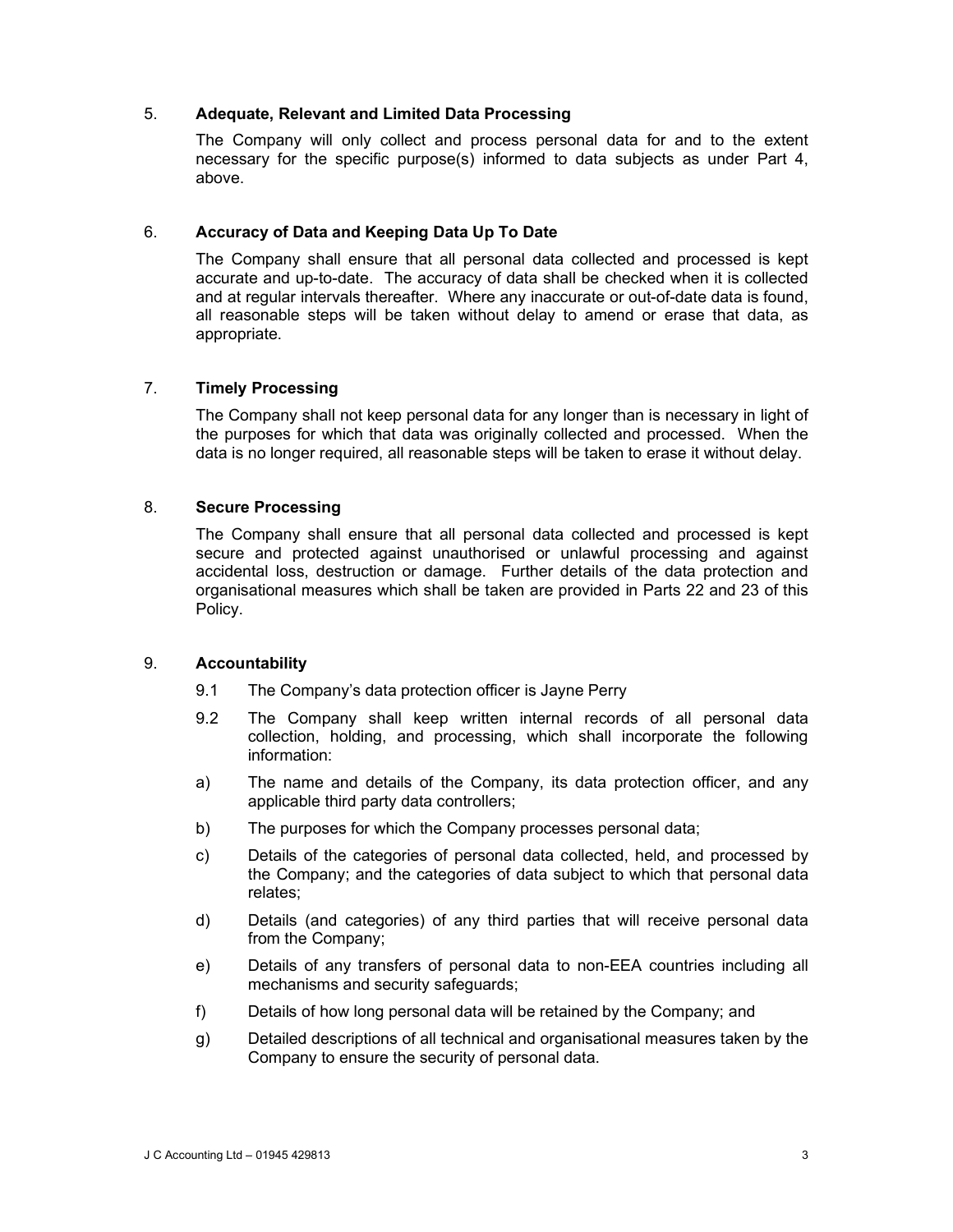## 5. Adequate, Relevant and Limited Data Processing

The Company will only collect and process personal data for and to the extent necessary for the specific purpose(s) informed to data subjects as under Part 4, above.

## 6. Accuracy of Data and Keeping Data Up To Date

The Company shall ensure that all personal data collected and processed is kept accurate and up-to-date. The accuracy of data shall be checked when it is collected and at regular intervals thereafter. Where any inaccurate or out-of-date data is found, all reasonable steps will be taken without delay to amend or erase that data, as appropriate.

## 7. Timely Processing

The Company shall not keep personal data for any longer than is necessary in light of the purposes for which that data was originally collected and processed. When the data is no longer required, all reasonable steps will be taken to erase it without delay.

## 8. Secure Processing

The Company shall ensure that all personal data collected and processed is kept secure and protected against unauthorised or unlawful processing and against accidental loss, destruction or damage. Further details of the data protection and organisational measures which shall be taken are provided in Parts 22 and 23 of this Policy.

## 9. Accountability

9.1 The Company's data protection officer is Jayne Perry

9.2 The Company shall keep written internal records of all personal data collection, holding, and processing, which shall incorporate the following information:

a) The name and details of the Company, its data protection officer, and any applicable third party data controllers;

b) The purposes for which the Company processes personal data;

c) Details of the categories of personal data collected, held, and processed by the Company; and the categories of data subject to which that personal data relates;

d) Details (and categories) of any third parties that will receive personal data from the Company;

e) Details of any transfers of personal data to non-EEA countries including all mechanisms and security safeguards;

f) Details of how long personal data will be retained by the Company; and

g) Detailed descriptions of all technical and organisational measures taken by the Company to ensure the security of personal data.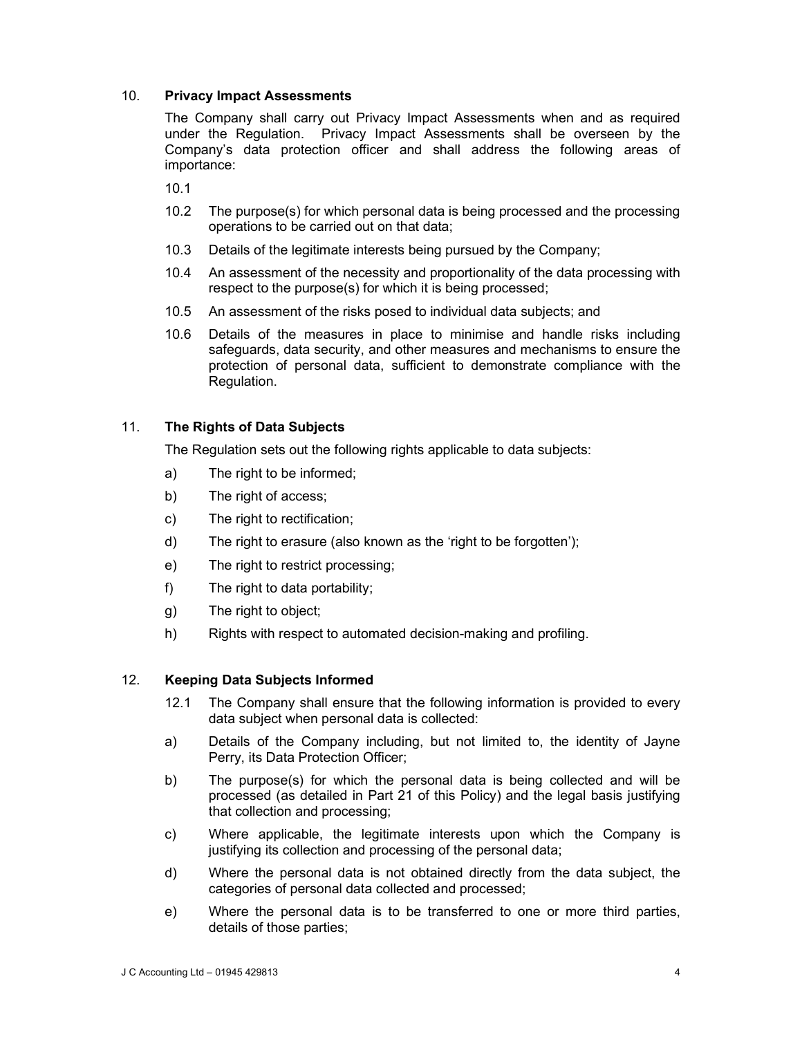## 10. Privacy Impact Assessments

The Company shall carry out Privacy Impact Assessments when and as required under the Regulation. Privacy Impact Assessments shall be overseen by the Company's data protection officer and shall address the following areas of importance:

10.1

10.2 The purpose(s) for which personal data is being processed and the processing operations to be carried out on that data;

10.3 Details of the legitimate interests being pursued by the Company;

10.4 An assessment of the necessity and proportionality of the data processing with respect to the purpose(s) for which it is being processed;

10.5 An assessment of the risks posed to individual data subjects; and

10.6 Details of the measures in place to minimise and handle risks including safeguards, data security, and other measures and mechanisms to ensure the protection of personal data, sufficient to demonstrate compliance with the Regulation.

## 11. The Rights of Data Subjects

The Regulation sets out the following rights applicable to data subjects:

a) The right to be informed;

b) The right of access;

c) The right to rectification;

d) The right to erasure (also known as the 'right to be forgotten');

e) The right to restrict processing;

f) The right to data portability;

g) The right to object;

h) Rights with respect to automated decision-making and profiling.

## 12. Keeping Data Subjects Informed

12.1 The Company shall ensure that the following information is provided to every data subject when personal data is collected:

a) Details of the Company including, but not limited to, the identity of Jayne Perry, its Data Protection Officer;

b) The purpose(s) for which the personal data is being collected and will be processed (as detailed in Part 21 of this Policy) and the legal basis justifying that collection and processing;

c) Where applicable, the legitimate interests upon which the Company is justifying its collection and processing of the personal data;

d) Where the personal data is not obtained directly from the data subject, the categories of personal data collected and processed;

e) Where the personal data is to be transferred to one or more third parties, details of those parties;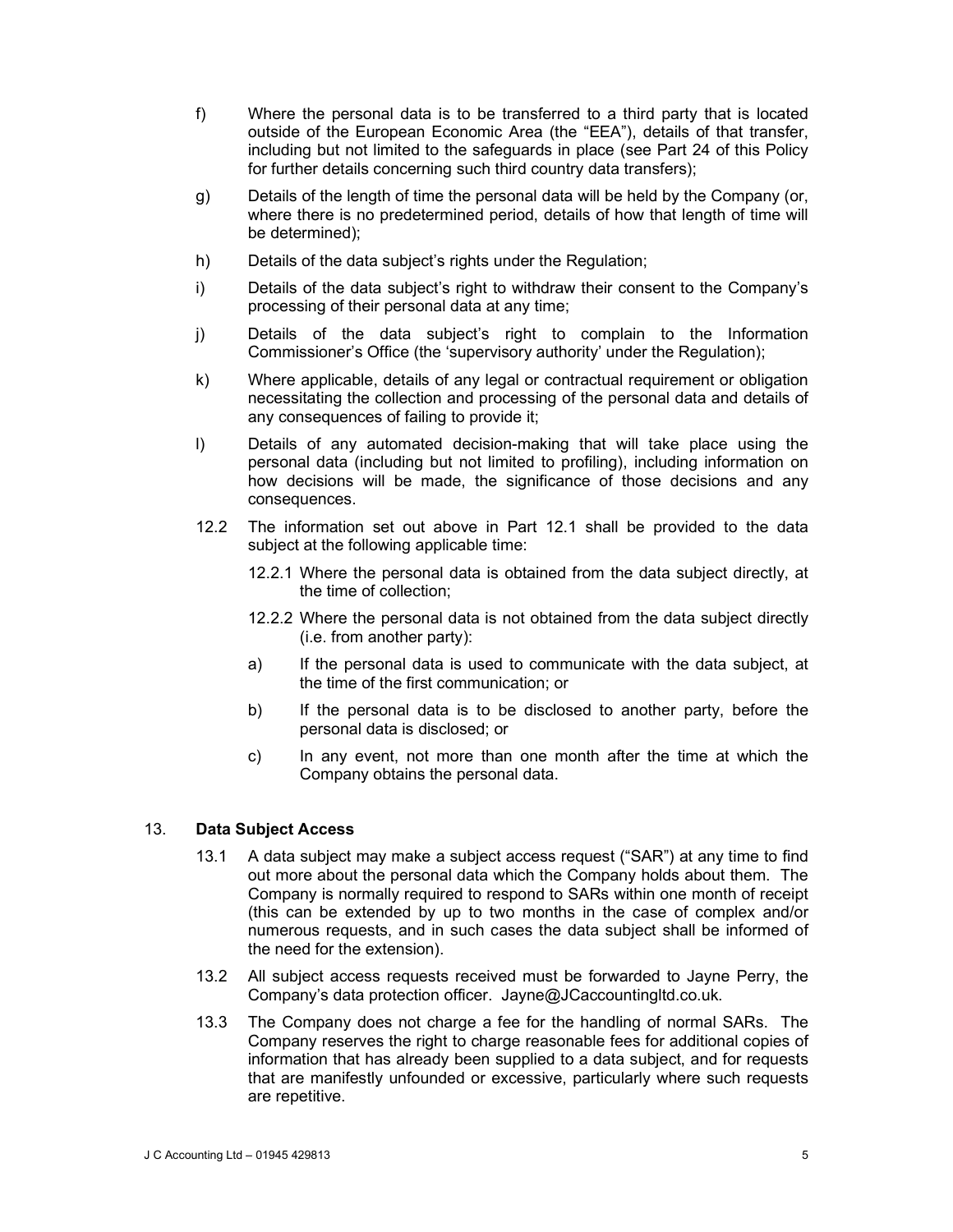f) Where the personal data is to be transferred to a third party that is located outside of the European Economic Area (the "EEA"), details of that transfer, including but not limited to the safeguards in place (see Part 24 of this Policy for further details concerning such third country data transfers);

g) Details of the length of time the personal data will be held by the Company (or, where there is no predetermined period, details of how that length of time will be determined);

h) Details of the data subject's rights under the Regulation;

i) Details of the data subject's right to withdraw their consent to the Company's processing of their personal data at any time;

j) Details of the data subject's right to complain to the Information Commissioner's Office (the 'supervisory authority' under the Regulation);

k) Where applicable, details of any legal or contractual requirement or obligation necessitating the collection and processing of the personal data and details of any consequences of failing to provide it;

l) Details of any automated decision-making that will take place using the personal data (including but not limited to profiling), including information on how decisions will be made, the significance of those decisions and any consequences.

12.2 The information set out above in Part 12.1 shall be provided to the data subject at the following applicable time:

12.2.1 Where the personal data is obtained from the data subject directly, at the time of collection;

12.2.2 Where the personal data is not obtained from the data subject directly (i.e. from another party):

a) If the personal data is used to communicate with the data subject, at the time of the first communication; or

b) If the personal data is to be disclosed to another party, before the personal data is disclosed; or

c) In any event, not more than one month after the time at which the Company obtains the personal data.

## 13. **Data Subject Access**

13.1 A data subject may make a subject access request ("SAR") at any time to find out more about the personal data which the Company holds about them. The Company is normally required to respond to SARs within one month of receipt (this can be extended by up to two months in the case of complex and/or numerous requests, and in such cases the data subject shall be informed of the need for the extension).

13.2 All subject access requests received must be forwarded to Jayne Perry, the Company's data protection officer. Jayne@JCaccountingltd.co.uk.

13.3 The Company does not charge a fee for the handling of normal SARs. The Company reserves the right to charge reasonable fees for additional copies of information that has already been supplied to a data subject, and for requests that are manifestly unfounded or excessive, particularly where such requests are repetitive.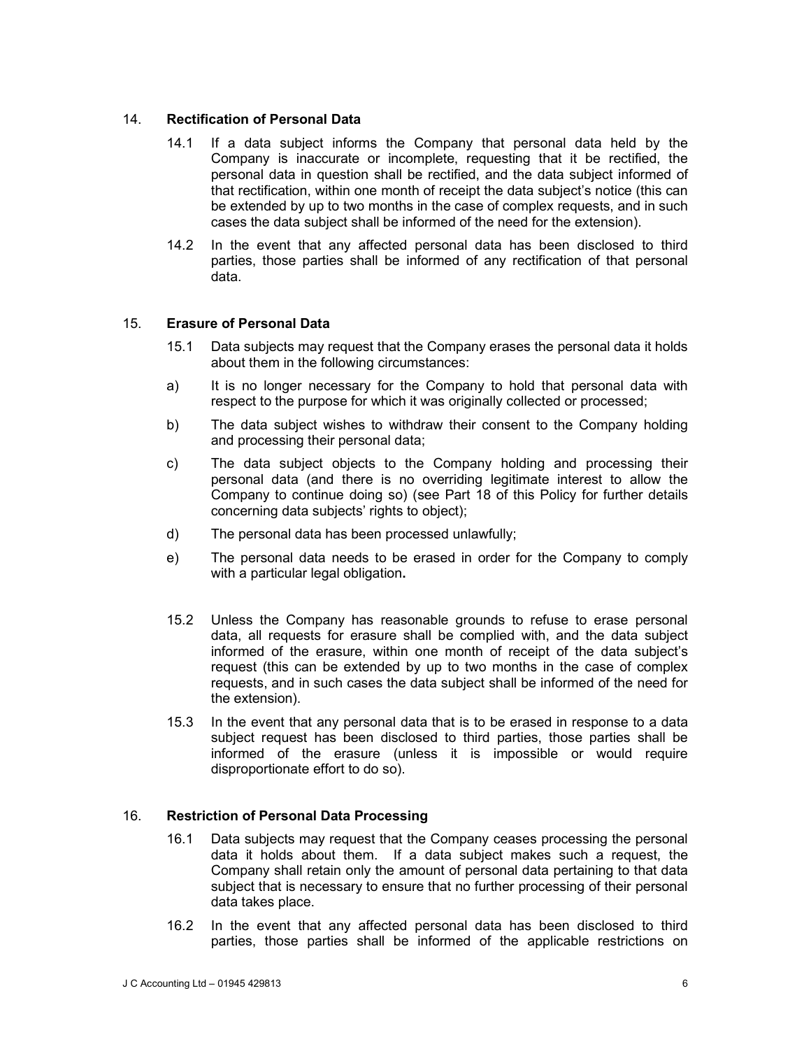## 14. Rectification of Personal Data

14.1 If a data subject informs the Company that personal data held by the Company is inaccurate or incomplete, requesting that it be rectified, the personal data in question shall be rectified, and the data subject informed of that rectification, within one month of receipt the data subject's notice (this can be extended by up to two months in the case of complex requests, and in such cases the data subject shall be informed of the need for the extension).

14.2 In the event that any affected personal data has been disclosed to third parties, those parties shall be informed of any rectification of that personal data.

## 15. Erasure of Personal Data

15.1 Data subjects may request that the Company erases the personal data it holds about them in the following circumstances:

a) It is no longer necessary for the Company to hold that personal data with respect to the purpose for which it was originally collected or processed;

b) The data subject wishes to withdraw their consent to the Company holding and processing their personal data;

c) The data subject objects to the Company holding and processing their personal data (and there is no overriding legitimate interest to allow the Company to continue doing so) (see Part 18 of this Policy for further details concerning data subjects' rights to object);

d) The personal data has been processed unlawfully;

e) The personal data needs to be erased in order for the Company to comply with a particular legal obligation**.**

15.2 Unless the Company has reasonable grounds to refuse to erase personal data, all requests for erasure shall be complied with, and the data subject informed of the erasure, within one month of receipt of the data subject's request (this can be extended by up to two months in the case of complex requests, and in such cases the data subject shall be informed of the need for the extension).

15.3 In the event that any personal data that is to be erased in response to a data subject request has been disclosed to third parties, those parties shall be informed of the erasure (unless it is impossible or would require disproportionate effort to do so).

## 16. Restriction of Personal Data Processing

16.1 Data subjects may request that the Company ceases processing the personal data it holds about them. If a data subject makes such a request, the Company shall retain only the amount of personal data pertaining to that data subject that is necessary to ensure that no further processing of their personal data takes place.

16.2 In the event that any affected personal data has been disclosed to third parties, those parties shall be informed of the applicable restrictions on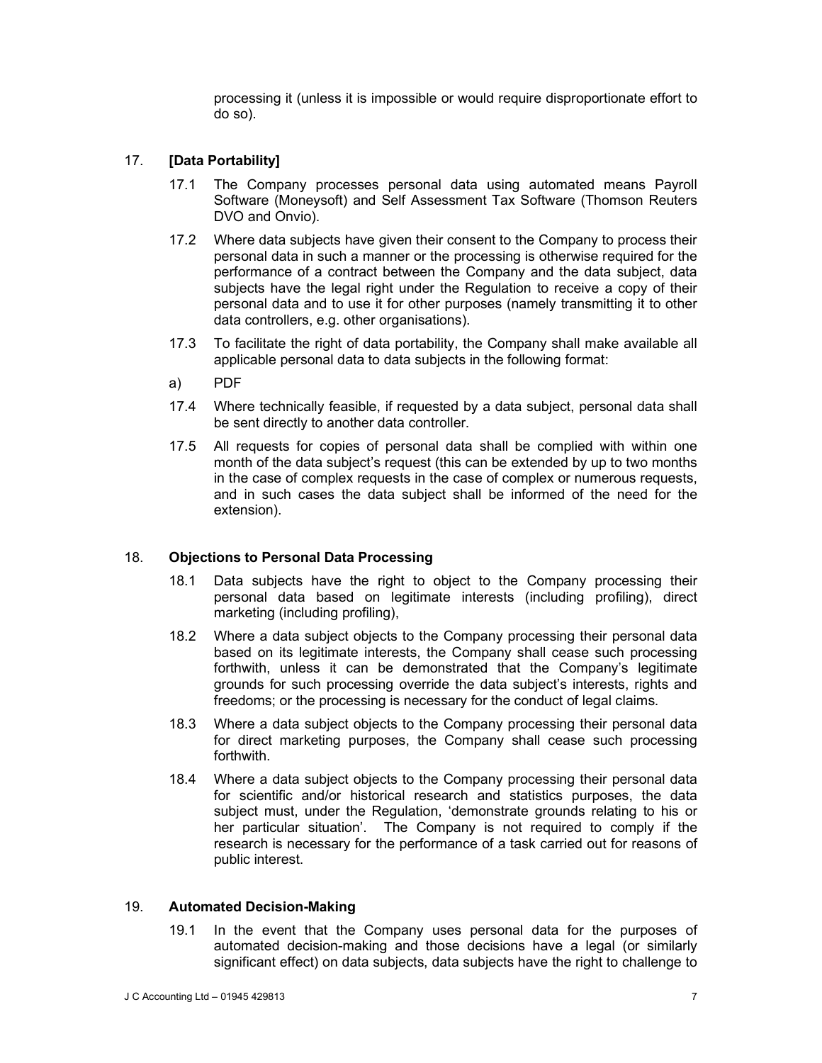processing it (unless it is impossible or would require disproportionate effort to do so).

## 17. [Data Portability]

17.1 The Company processes personal data using automated means Payroll Software (Moneysoft) and Self Assessment Tax Software (Thomson Reuters DVO and Onvio).

17.2 Where data subjects have given their consent to the Company to process their personal data in such a manner or the processing is otherwise required for the performance of a contract between the Company and the data subject, data subjects have the legal right under the Regulation to receive a copy of their personal data and to use it for other purposes (namely transmitting it to other data controllers, e.g. other organisations).

17.3 To facilitate the right of data portability, the Company shall make available all applicable personal data to data subjects in the following format:

a) PDF

17.4 Where technically feasible, if requested by a data subject, personal data shall be sent directly to another data controller.

17.5 All requests for copies of personal data shall be complied with within one month of the data subject's request (this can be extended by up to two months in the case of complex requests in the case of complex or numerous requests, and in such cases the data subject shall be informed of the need for the extension).

## 18. Objections to Personal Data Processing

18.1 Data subjects have the right to object to the Company processing their personal data based on legitimate interests (including profiling), direct marketing (including profiling),

18.2 Where a data subject objects to the Company processing their personal data based on its legitimate interests, the Company shall cease such processing forthwith, unless it can be demonstrated that the Company's legitimate grounds for such processing override the data subject's interests, rights and freedoms; or the processing is necessary for the conduct of legal claims.

18.3 Where a data subject objects to the Company processing their personal data for direct marketing purposes, the Company shall cease such processing forthwith.

18.4 Where a data subject objects to the Company processing their personal data for scientific and/or historical research and statistics purposes, the data subject must, under the Regulation, 'demonstrate grounds relating to his or her particular situation'. The Company is not required to comply if the research is necessary for the performance of a task carried out for reasons of public interest.

## 19. Automated Decision-Making

19.1 In the event that the Company uses personal data for the purposes of automated decision-making and those decisions have a legal (or similarly significant effect) on data subjects, data subjects have the right to challenge to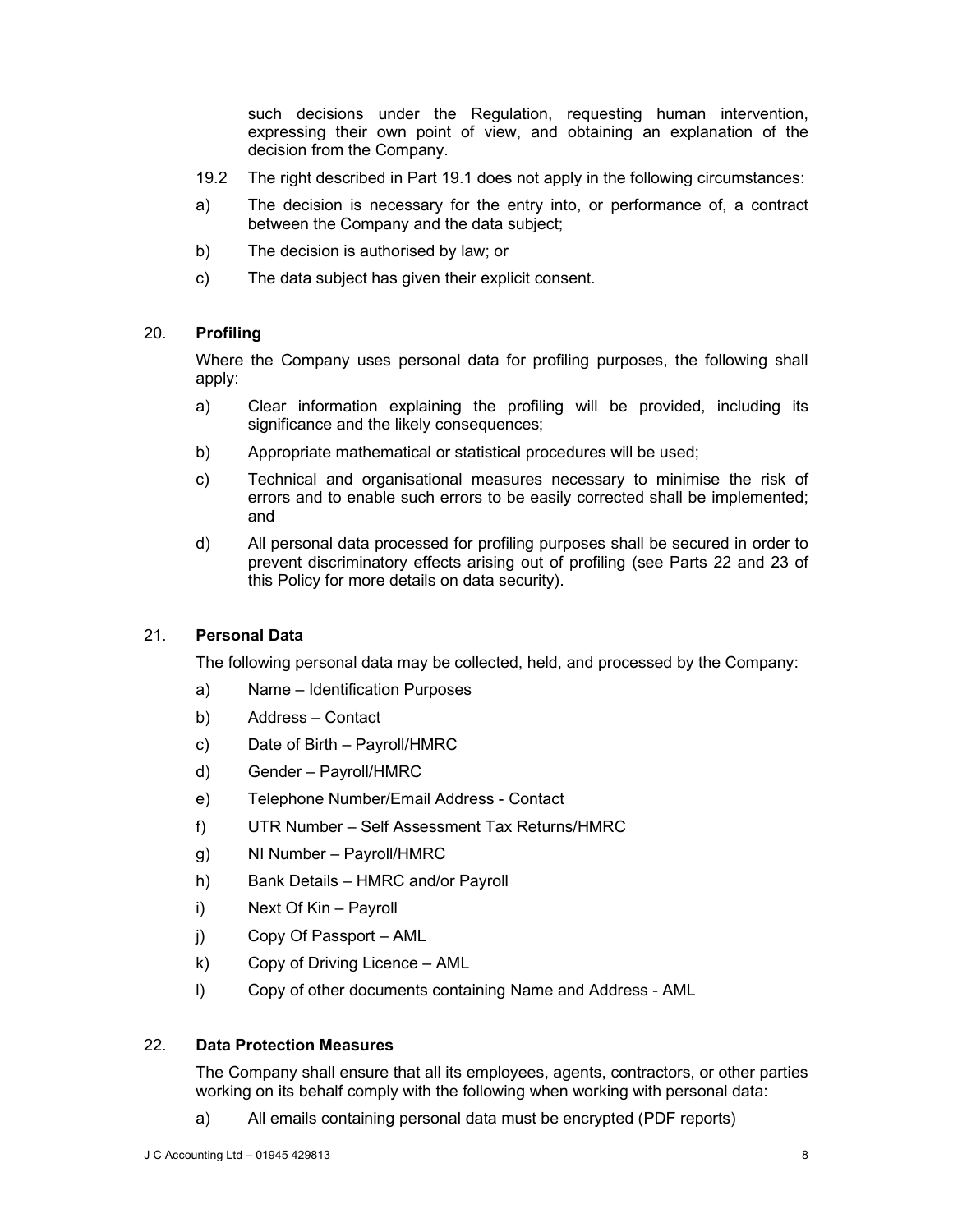such decisions under the Regulation, requesting human intervention, expressing their own point of view, and obtaining an explanation of the decision from the Company.

19.2 The right described in Part 19.1 does not apply in the following circumstances:

a) The decision is necessary for the entry into, or performance of, a contract between the Company and the data subject;

b) The decision is authorised by law; or

c) The data subject has given their explicit consent.

## 20. Profiling

Where the Company uses personal data for profiling purposes, the following shall apply:

a) Clear information explaining the profiling will be provided, including its significance and the likely consequences;

b) Appropriate mathematical or statistical procedures will be used;

c) Technical and organisational measures necessary to minimise the risk of errors and to enable such errors to be easily corrected shall be implemented; and

d) All personal data processed for profiling purposes shall be secured in order to prevent discriminatory effects arising out of profiling (see Parts 22 and 23 of this Policy for more details on data security).

## 21. Personal Data

The following personal data may be collected, held, and processed by the Company:

a) Name – Identification Purposes

b) Address – Contact

c) Date of Birth – Payroll/HMRC

d) Gender – Payroll/HMRC

e) Telephone Number/Email Address - Contact

f) UTR Number – Self Assessment Tax Returns/HMRC

g) NI Number – Payroll/HMRC

h) Bank Details – HMRC and/or Payroll

i) Next Of Kin – Payroll

j) Copy Of Passport – AML

k) Copy of Driving Licence – AML

l) Copy of other documents containing Name and Address - AML

## 22. Data Protection Measures

The Company shall ensure that all its employees, agents, contractors, or other parties working on its behalf comply with the following when working with personal data:

a) All emails containing personal data must be encrypted (PDF reports)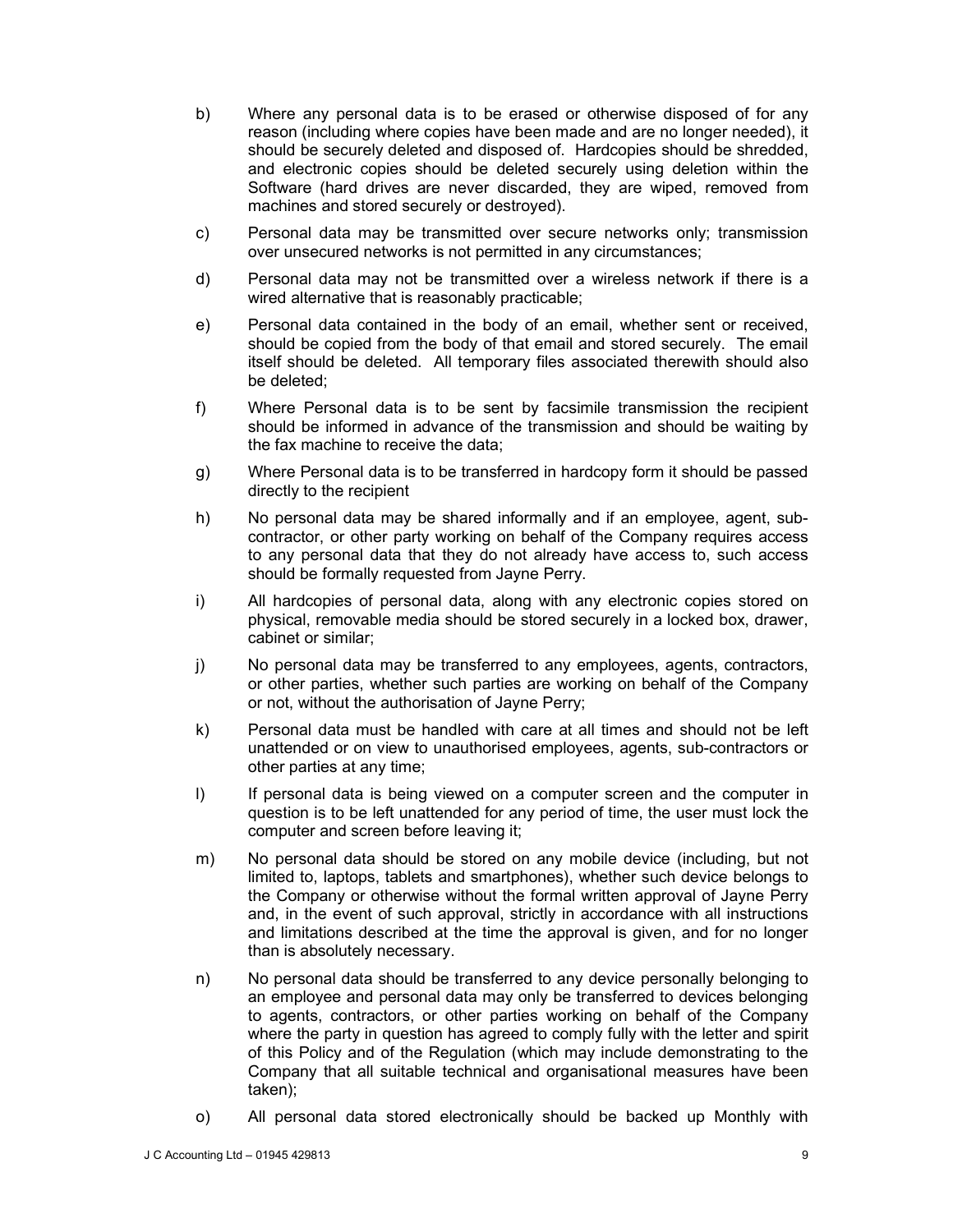b) Where any personal data is to be erased or otherwise disposed of for any reason (including where copies have been made and are no longer needed), it should be securely deleted and disposed of. Hardcopies should be shredded, and electronic copies should be deleted securely using deletion within the Software (hard drives are never discarded, they are wiped, removed from machines and stored securely or destroyed).

c) Personal data may be transmitted over secure networks only; transmission over unsecured networks is not permitted in any circumstances;

d) Personal data may not be transmitted over a wireless network if there is a wired alternative that is reasonably practicable;

e) Personal data contained in the body of an email, whether sent or received, should be copied from the body of that email and stored securely. The email itself should be deleted. All temporary files associated therewith should also be deleted;

f) Where Personal data is to be sent by facsimile transmission the recipient should be informed in advance of the transmission and should be waiting by the fax machine to receive the data;

g) Where Personal data is to be transferred in hardcopy form it should be passed directly to the recipient

h) No personal data may be shared informally and if an employee, agent, sub-contractor, or other party working on behalf of the Company requires access to any personal data that they do not already have access to, such access should be formally requested from Jayne Perry.

i) All hardcopies of personal data, along with any electronic copies stored on physical, removable media should be stored securely in a locked box, drawer, cabinet or similar;

j) No personal data may be transferred to any employees, agents, contractors, or other parties, whether such parties are working on behalf of the Company or not, without the authorisation of Jayne Perry;

k) Personal data must be handled with care at all times and should not be left unattended or on view to unauthorised employees, agents, sub-contractors or other parties at any time;

l) If personal data is being viewed on a computer screen and the computer in question is to be left unattended for any period of time, the user must lock the computer and screen before leaving it;

m) No personal data should be stored on any mobile device (including, but not limited to, laptops, tablets and smartphones), whether such device belongs to the Company or otherwise without the formal written approval of Jayne Perry and, in the event of such approval, strictly in accordance with all instructions and limitations described at the time the approval is given, and for no longer than is absolutely necessary.

n) No personal data should be transferred to any device personally belonging to an employee and personal data may only be transferred to devices belonging to agents, contractors, or other parties working on behalf of the Company where the party in question has agreed to comply fully with the letter and spirit of this Policy and of the Regulation (which may include demonstrating to the Company that all suitable technical and organisational measures have been taken);

o) All personal data stored electronically should be backed up Monthly with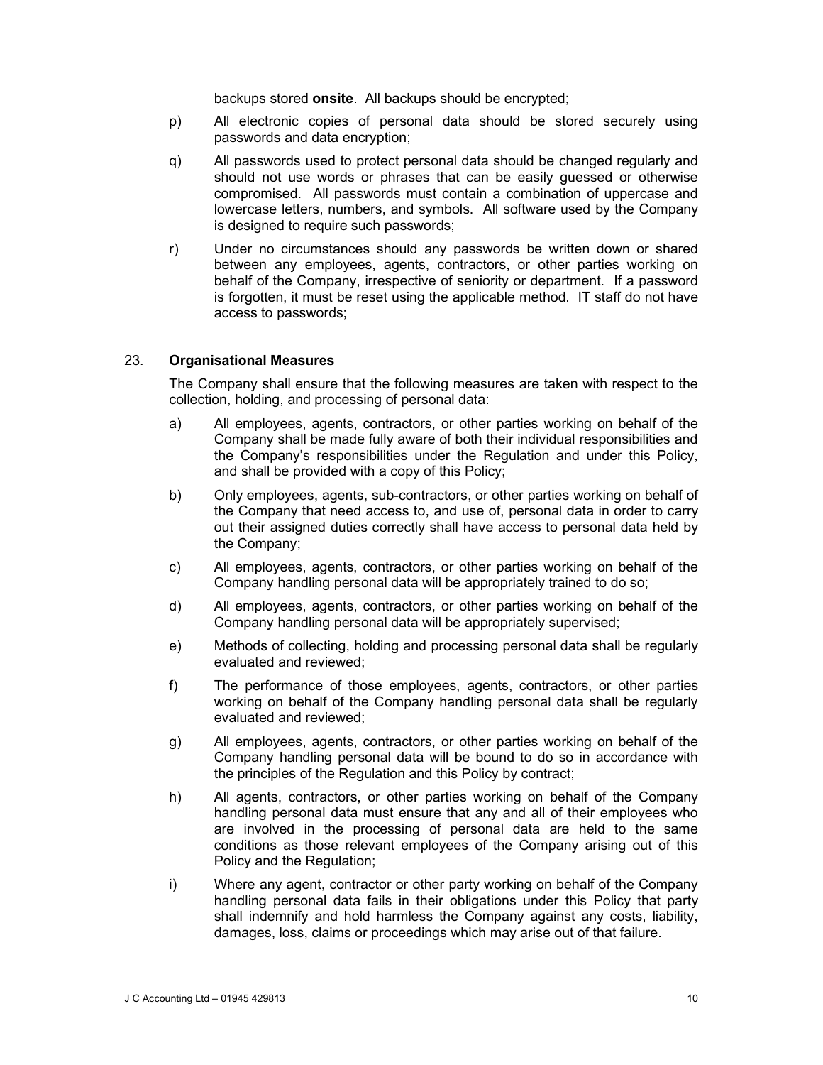backups stored **onsite**. All backups should be encrypted;

p) All electronic copies of personal data should be stored securely using passwords and data encryption;

q) All passwords used to protect personal data should be changed regularly and should not use words or phrases that can be easily guessed or otherwise compromised. All passwords must contain a combination of uppercase and lowercase letters, numbers, and symbols. All software used by the Company is designed to require such passwords;

r) Under no circumstances should any passwords be written down or shared between any employees, agents, contractors, or other parties working on behalf of the Company, irrespective of seniority or department. If a password is forgotten, it must be reset using the applicable method. IT staff do not have access to passwords;

## 23. Organisational Measures

The Company shall ensure that the following measures are taken with respect to the collection, holding, and processing of personal data:

a) All employees, agents, contractors, or other parties working on behalf of the Company shall be made fully aware of both their individual responsibilities and the Company's responsibilities under the Regulation and under this Policy, and shall be provided with a copy of this Policy;

b) Only employees, agents, sub-contractors, or other parties working on behalf of the Company that need access to, and use of, personal data in order to carry out their assigned duties correctly shall have access to personal data held by the Company;

c) All employees, agents, contractors, or other parties working on behalf of the Company handling personal data will be appropriately trained to do so;

d) All employees, agents, contractors, or other parties working on behalf of the Company handling personal data will be appropriately supervised;

e) Methods of collecting, holding and processing personal data shall be regularly evaluated and reviewed;

f) The performance of those employees, agents, contractors, or other parties working on behalf of the Company handling personal data shall be regularly evaluated and reviewed;

g) All employees, agents, contractors, or other parties working on behalf of the Company handling personal data will be bound to do so in accordance with the principles of the Regulation and this Policy by contract;

h) All agents, contractors, or other parties working on behalf of the Company handling personal data must ensure that any and all of their employees who are involved in the processing of personal data are held to the same conditions as those relevant employees of the Company arising out of this Policy and the Regulation;

i) Where any agent, contractor or other party working on behalf of the Company handling personal data fails in their obligations under this Policy that party shall indemnify and hold harmless the Company against any costs, liability, damages, loss, claims or proceedings which may arise out of that failure.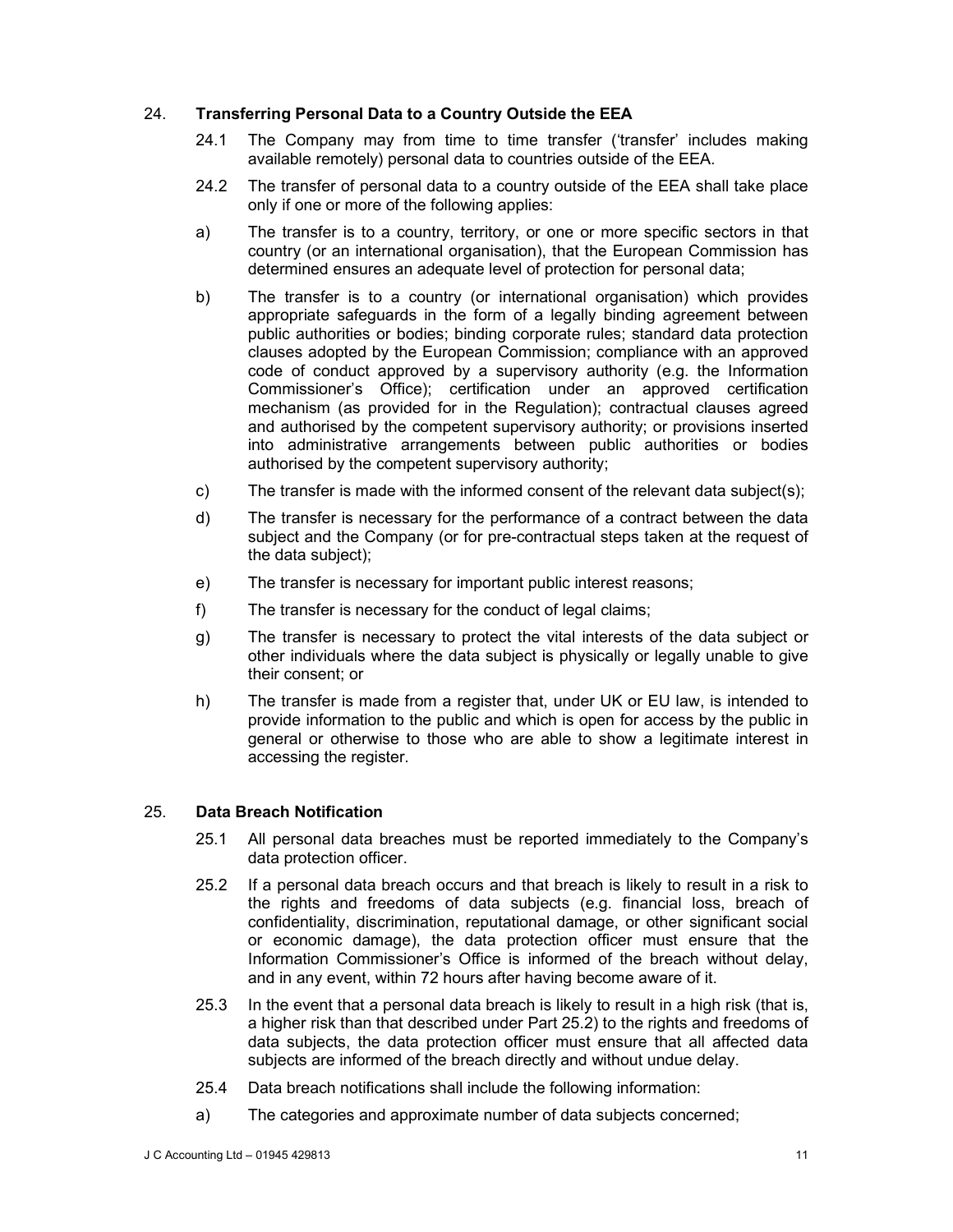## 24. Transferring Personal Data to a Country Outside the EEA

24.1 The Company may from time to time transfer ('transfer' includes making available remotely) personal data to countries outside of the EEA.

24.2 The transfer of personal data to a country outside of the EEA shall take place only if one or more of the following applies:

a) The transfer is to a country, territory, or one or more specific sectors in that country (or an international organisation), that the European Commission has determined ensures an adequate level of protection for personal data;

b) The transfer is to a country (or international organisation) which provides appropriate safeguards in the form of a legally binding agreement between public authorities or bodies; binding corporate rules; standard data protection clauses adopted by the European Commission; compliance with an approved code of conduct approved by a supervisory authority (e.g. the Information Commissioner's Office); certification under an approved certification mechanism (as provided for in the Regulation); contractual clauses agreed and authorised by the competent supervisory authority; or provisions inserted into administrative arrangements between public authorities or bodies authorised by the competent supervisory authority;

c) The transfer is made with the informed consent of the relevant data subject(s);

d) The transfer is necessary for the performance of a contract between the data subject and the Company (or for pre-contractual steps taken at the request of the data subject);

e) The transfer is necessary for important public interest reasons;

f) The transfer is necessary for the conduct of legal claims;

g) The transfer is necessary to protect the vital interests of the data subject or other individuals where the data subject is physically or legally unable to give their consent; or

h) The transfer is made from a register that, under UK or EU law, is intended to provide information to the public and which is open for access by the public in general or otherwise to those who are able to show a legitimate interest in accessing the register.

## 25. Data Breach Notification

25.1 All personal data breaches must be reported immediately to the Company's data protection officer.

25.2 If a personal data breach occurs and that breach is likely to result in a risk to the rights and freedoms of data subjects (e.g. financial loss, breach of confidentiality, discrimination, reputational damage, or other significant social or economic damage), the data protection officer must ensure that the Information Commissioner's Office is informed of the breach without delay, and in any event, within 72 hours after having become aware of it.

25.3 In the event that a personal data breach is likely to result in a high risk (that is, a higher risk than that described under Part 25.2) to the rights and freedoms of data subjects, the data protection officer must ensure that all affected data subjects are informed of the breach directly and without undue delay.

25.4 Data breach notifications shall include the following information:

a) The categories and approximate number of data subjects concerned;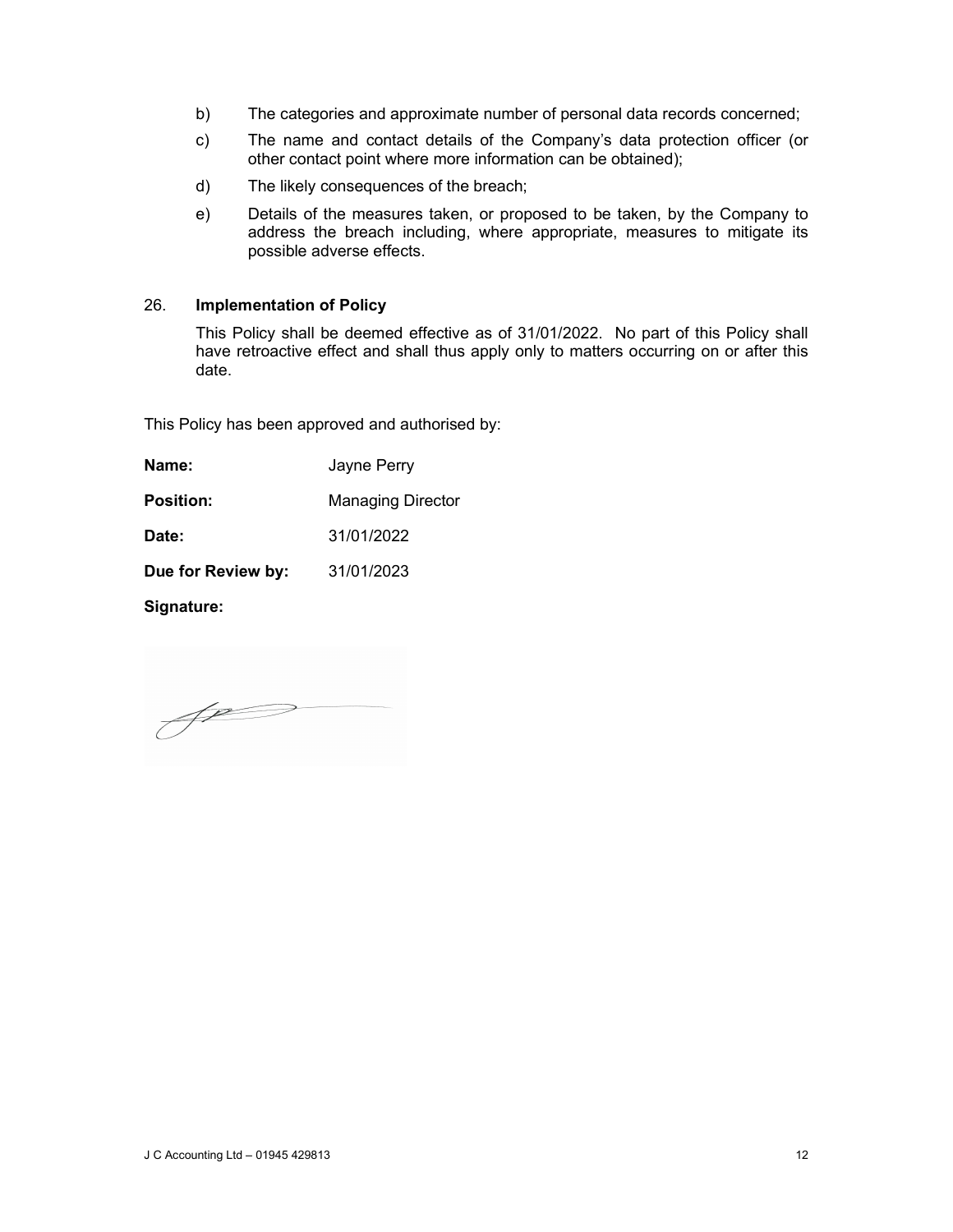b) The categories and approximate number of personal data records concerned;

c) The name and contact details of the Company's data protection officer (or other contact point where more information can be obtained);

d) The likely consequences of the breach;

e) Details of the measures taken, or proposed to be taken, by the Company to address the breach including, where appropriate, measures to mitigate its possible adverse effects.

## 26. Implementation of Policy

This Policy shall be deemed effective as of 31/01/2022. No part of this Policy shall have retroactive effect and shall thus apply only to matters occurring on or after this date.

This Policy has been approved and authorised by:

**Name:** Jayne Perry

**Position:** Managing Director

**Date:** 31/01/2022

**Due for Review by:** 31/01/2023

**Signature:**